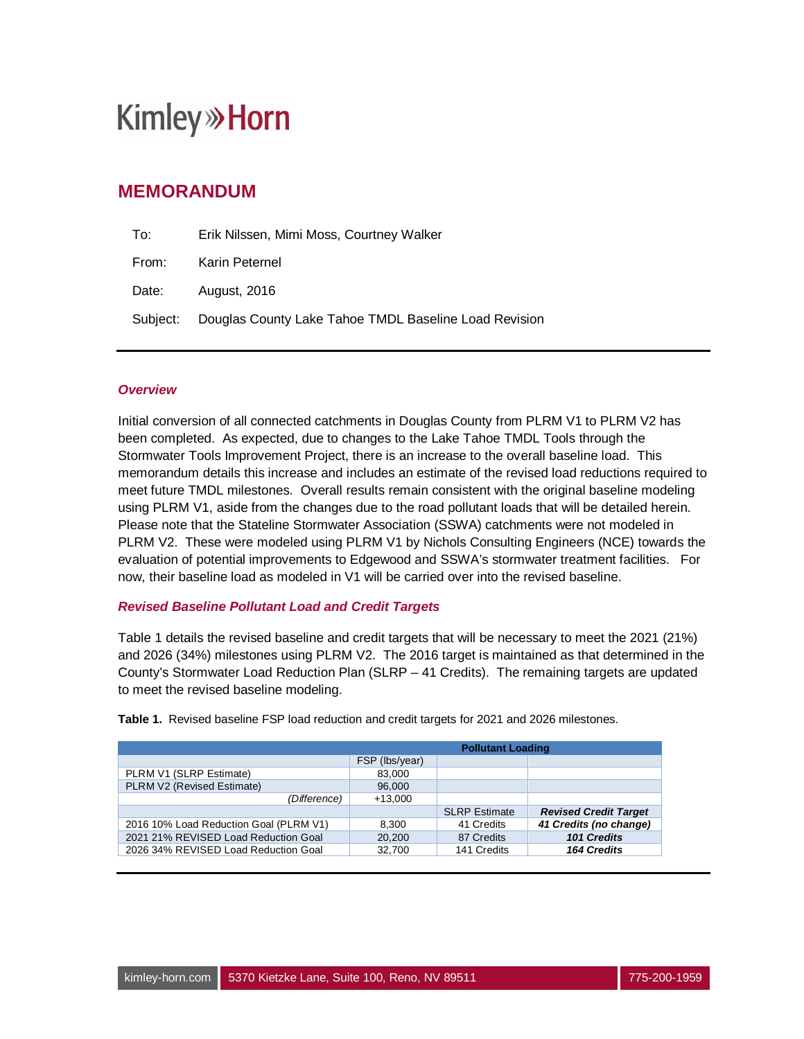Kimley»Horn

# MEMORANDUM

To: Erik Nilssen, Mimi Moss, Courtney Walker

From: Karin Peternel

Date: August, 2016

Subject: Douglas County Lake Tahoe TMDL Baseline Load Revision

---

## *Overview*

Initial conversion of all connected catchments in Douglas County from PLRM V1 to PLRM V2 has been completed. As expected, due to changes to the Lake Tahoe TMDL Tools through the Stormwater Tools Improvement Project, there is an increase to the overall baseline load. This memorandum details this increase and includes an estimate of the revised load reductions required to meet future TMDL milestones. Overall results remain consistent with the original baseline modeling using PLRM V1, aside from the changes due to the road pollutant loads that will be detailed herein. Please note that the Stateline Stormwater Association (SSWA) catchments were not modeled in PLRM V2. These were modeled using PLRM V1 by Nichols Consulting Engineers (NCE) towards the evaluation of potential improvements to Edgewood and SSWA's stormwater treatment facilities. For now, their baseline load as modeled in V1 will be carried over into the revised baseline.

## *Revised Baseline Pollutant Load and Credit Targets*

Table 1 details the revised baseline and credit targets that will be necessary to meet the 2021 (21%) and 2026 (34%) milestones using PLRM V2. The 2016 target is maintained as that determined in the County's Stormwater Load Reduction Plan (SLRP – 41 Credits). The remaining targets are updated to meet the revised baseline modeling.

**Table 1.** Revised baseline FSP load reduction and credit targets for 2021 and 2026 milestones.

| | Pollutant Loading | | |
|---|---|---|---|
| | FSP (lbs/year) | | |
| PLRM V1 (SLRP Estimate) | 83,000 | | |
| PLRM V2 (Revised Estimate) | 96,000 | | |
| *(Difference)* | +13,000 | | |
| | | SLRP Estimate | ***Revised Credit Target*** |
| 2016 10% Load Reduction Goal (PLRM V1) | 8,300 | 41 Credits | ***41 Credits (no change)*** |
| 2021 21% REVISED Load Reduction Goal | 20,200 | 87 Credits | ***101 Credits*** |
| 2026 34% REVISED Load Reduction Goal | 32,700 | 141 Credits | ***164 Credits*** |

---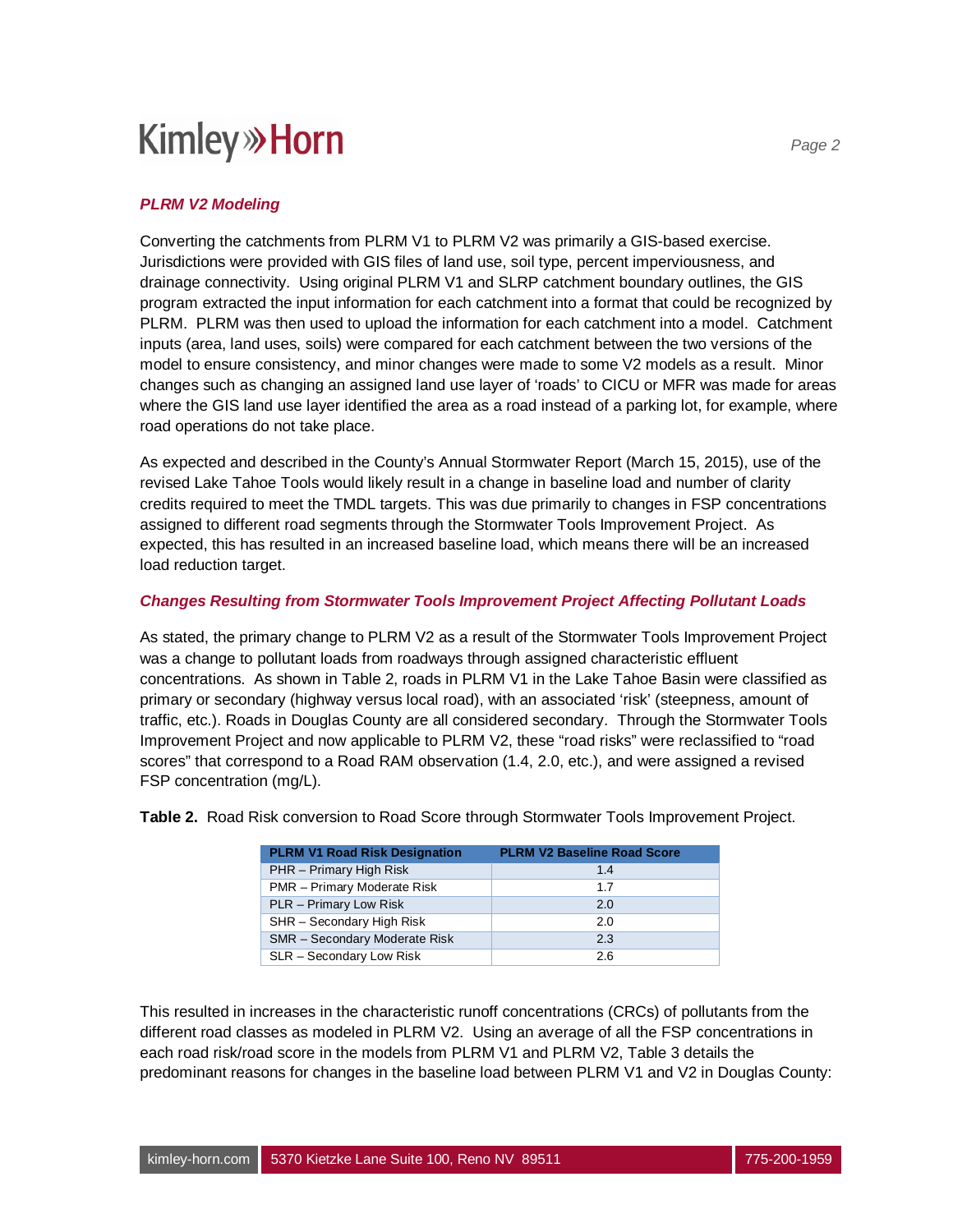### *PLRM V2 Modeling*

Converting the catchments from PLRM V1 to PLRM V2 was primarily a GIS-based exercise. Jurisdictions were provided with GIS files of land use, soil type, percent imperviousness, and drainage connectivity. Using original PLRM V1 and SLRP catchment boundary outlines, the GIS program extracted the input information for each catchment into a format that could be recognized by PLRM. PLRM was then used to upload the information for each catchment into a model. Catchment inputs (area, land uses, soils) were compared for each catchment between the two versions of the model to ensure consistency, and minor changes were made to some V2 models as a result. Minor changes such as changing an assigned land use layer of 'roads' to CICU or MFR was made for areas where the GIS land use layer identified the area as a road instead of a parking lot, for example, where road operations do not take place.

As expected and described in the County's Annual Stormwater Report (March 15, 2015), use of the revised Lake Tahoe Tools would likely result in a change in baseline load and number of clarity credits required to meet the TMDL targets. This was due primarily to changes in FSP concentrations assigned to different road segments through the Stormwater Tools Improvement Project. As expected, this has resulted in an increased baseline load, which means there will be an increased load reduction target.

### *Changes Resulting from Stormwater Tools Improvement Project Affecting Pollutant Loads*

As stated, the primary change to PLRM V2 as a result of the Stormwater Tools Improvement Project was a change to pollutant loads from roadways through assigned characteristic effluent concentrations. As shown in Table 2, roads in PLRM V1 in the Lake Tahoe Basin were classified as primary or secondary (highway versus local road), with an associated 'risk' (steepness, amount of traffic, etc.). Roads in Douglas County are all considered secondary. Through the Stormwater Tools Improvement Project and now applicable to PLRM V2, these "road risks" were reclassified to "road scores" that correspond to a Road RAM observation (1.4, 2.0, etc.), and were assigned a revised FSP concentration (mg/L).

**Table 2.** Road Risk conversion to Road Score through Stormwater Tools Improvement Project.

| PLRM V1 Road Risk Designation | PLRM V2 Baseline Road Score |
|---|---|
| PHR – Primary High Risk | 1.4 |
| PMR – Primary Moderate Risk | 1.7 |
| PLR – Primary Low Risk | 2.0 |
| SHR – Secondary High Risk | 2.0 |
| SMR – Secondary Moderate Risk | 2.3 |
| SLR – Secondary Low Risk | 2.6 |

This resulted in increases in the characteristic runoff concentrations (CRCs) of pollutants from the different road classes as modeled in PLRM V2. Using an average of all the FSP concentrations in each road risk/road score in the models from PLRM V1 and PLRM V2, Table 3 details the predominant reasons for changes in the baseline load between PLRM V1 and V2 in Douglas County: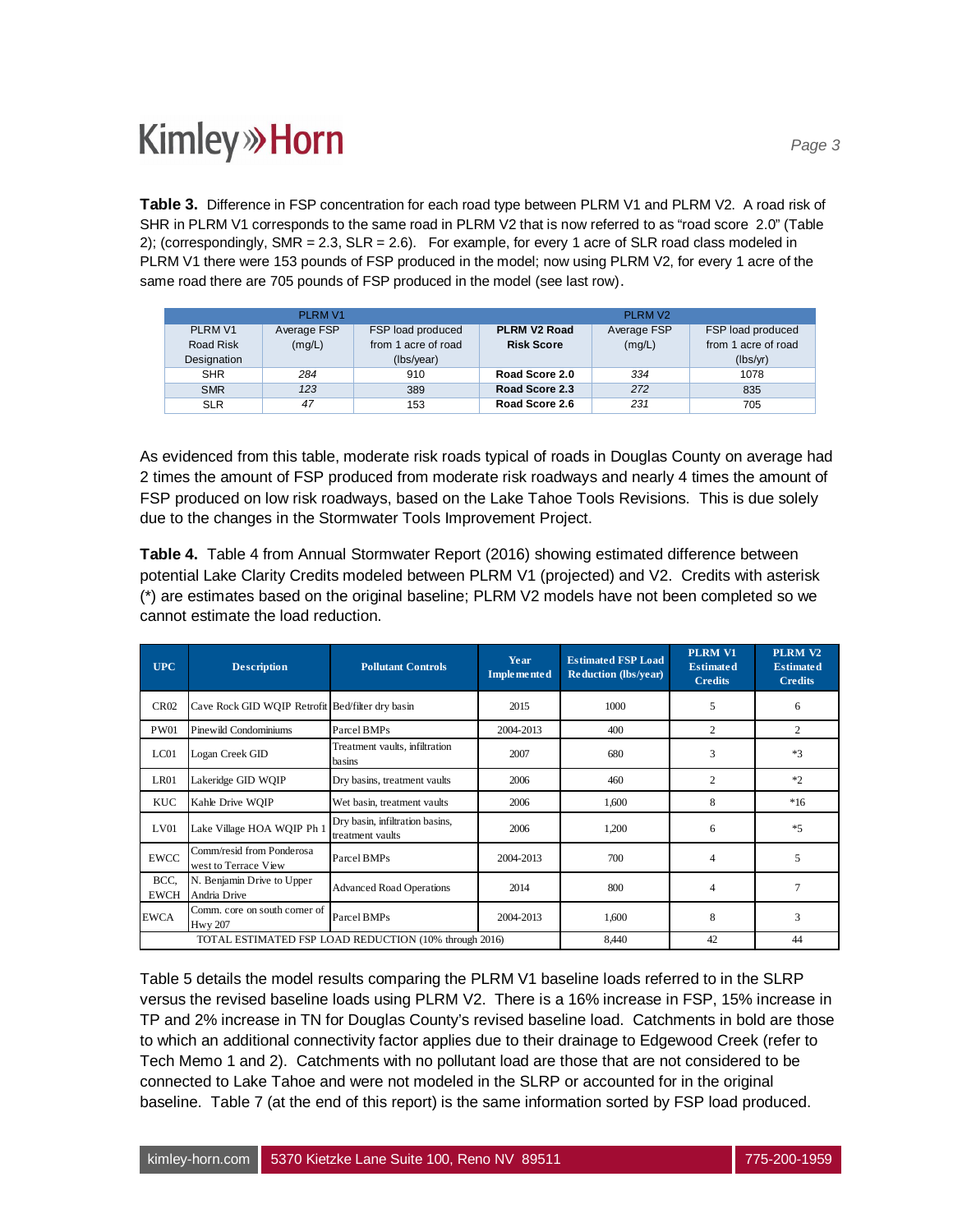**Table 3.** Difference in FSP concentration for each road type between PLRM V1 and PLRM V2. A road risk of SHR in PLRM V1 corresponds to the same road in PLRM V2 that is now referred to as "road score 2.0" (Table 2); (correspondingly, SMR = 2.3, SLR = 2.6). For example, for every 1 acre of SLR road class modeled in PLRM V1 there were 153 pounds of FSP produced in the model; now using PLRM V2, for every 1 acre of the same road there are 705 pounds of FSP produced in the model (see last row).

| PLRM V1 | | | PLRM V2 | | |
|---|---|---|---|---|---|
| PLRM V1 Road Risk Designation | Average FSP (mg/L) | FSP load produced from 1 acre of road (lbs/year) | **PLRM V2 Road Risk Score** | Average FSP (mg/L) | FSP load produced from 1 acre of road (lbs/yr) |
| SHR | *284* | 910 | **Road Score 2.0** | *334* | 1078 |
| SMR | *123* | 389 | **Road Score 2.3** | *272* | 835 |
| SLR | *47* | 153 | **Road Score 2.6** | *231* | 705 |

As evidenced from this table, moderate risk roads typical of roads in Douglas County on average had 2 times the amount of FSP produced from moderate risk roadways and nearly 4 times the amount of FSP produced on low risk roadways, based on the Lake Tahoe Tools Revisions. This is due solely due to the changes in the Stormwater Tools Improvement Project.

**Table 4.** Table 4 from Annual Stormwater Report (2016) showing estimated difference between potential Lake Clarity Credits modeled between PLRM V1 (projected) and V2. Credits with asterisk (*) are estimates based on the original baseline; PLRM V2 models have not been completed so we cannot estimate the load reduction.

| UPC | Description | Pollutant Controls | Year Implemented | Estimated FSP Load Reduction (lbs/year) | PLRM V1 Estimated Credits | PLRM V2 Estimated Credits |
|---|---|---|---|---|---|---|
| CR02 | Cave Rock GID WQIP Retrofit | Bed/filter dry basin | 2015 | 1000 | 5 | 6 |
| PW01 | Pinewild Condominiums | Parcel BMPs | 2004-2013 | 400 | 2 | 2 |
| LC01 | Logan Creek GID | Treatment vaults, infiltration basins | 2007 | 680 | 3 | *3 |
| LR01 | Lakeridge GID WQIP | Dry basins, treatment vaults | 2006 | 460 | 2 | *2 |
| KUC | Kahle Drive WQIP | Wet basin, treatment vaults | 2006 | 1,600 | 8 | *16 |
| LV01 | Lake Village HOA WQIP Ph 1 | Dry basin, infiltration basins, treatment vaults | 2006 | 1,200 | 6 | *5 |
| EWCC | Comm/resid from Ponderosa west to Terrace View | Parcel BMPs | 2004-2013 | 700 | 4 | 5 |
| BCC, EWCH | N. Benjamin Drive to Upper Andria Drive | Advanced Road Operations | 2014 | 800 | 4 | 7 |
| EWCA | Comm. core on south corner of Hwy 207 | Parcel BMPs | 2004-2013 | 1,600 | 8 | 3 |
| TOTAL ESTIMATED FSP LOAD REDUCTION (10% through 2016) | | | | 8,440 | 42 | 44 |

Table 5 details the model results comparing the PLRM V1 baseline loads referred to in the SLRP versus the revised baseline loads using PLRM V2. There is a 16% increase in FSP, 15% increase in TP and 2% increase in TN for Douglas County's revised baseline load. Catchments in bold are those to which an additional connectivity factor applies due to their drainage to Edgewood Creek (refer to Tech Memo 1 and 2). Catchments with no pollutant load are those that are not considered to be connected to Lake Tahoe and were not modeled in the SLRP or accounted for in the original baseline. Table 7 (at the end of this report) is the same information sorted by FSP load produced.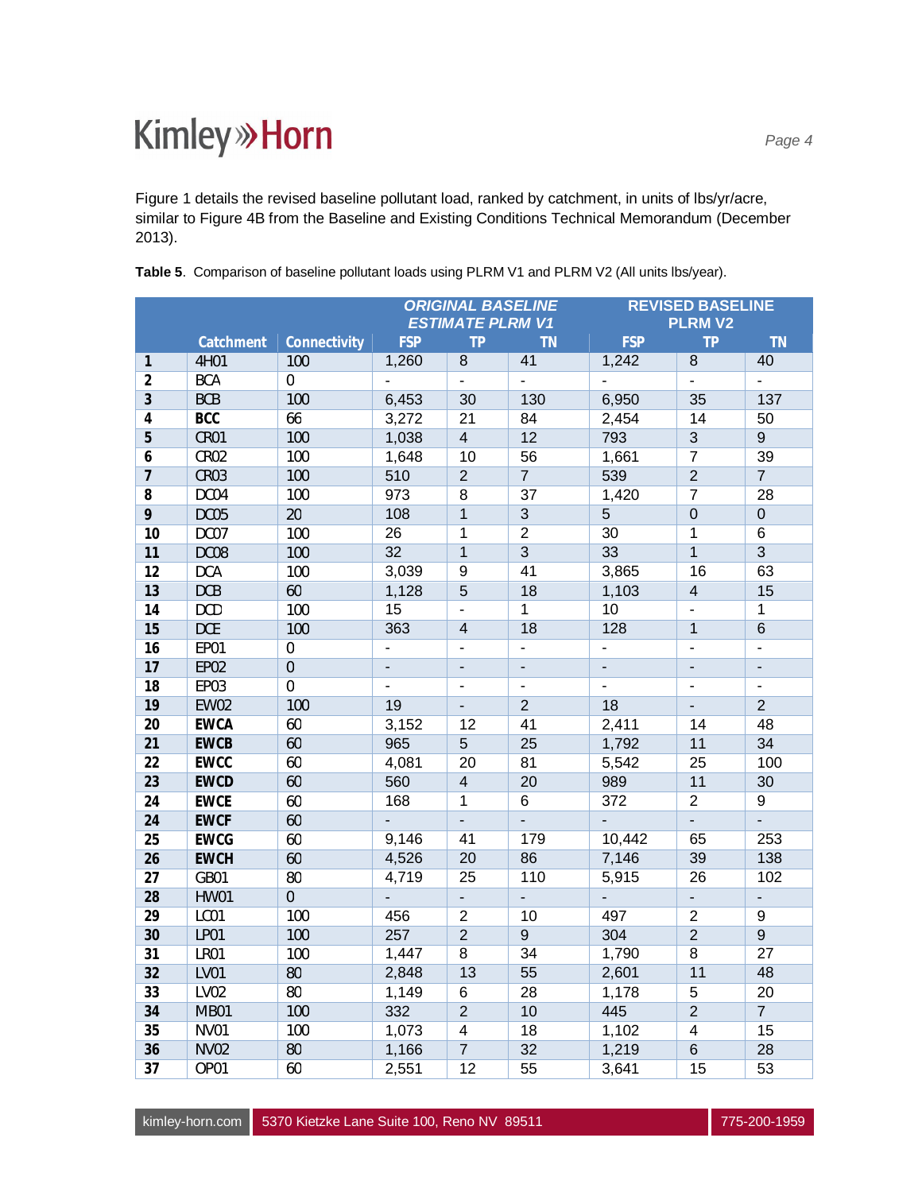Figure 1 details the revised baseline pollutant load, ranked by catchment, in units of lbs/yr/acre, similar to Figure 4B from the Baseline and Existing Conditions Technical Memorandum (December 2013).

**Table 5**. Comparison of baseline pollutant loads using PLRM V1 and PLRM V2 (All units lbs/year).

| | | | *ORIGINAL BASELINE ESTIMATE PLRM V1* | | | REVISED BASELINE PLRM V2 | | |
|---|---|---|---|---|---|---|---|---|
| | **Catchment** | **Connectivity** | **FSP** | **TP** | **TN** | **FSP** | **TP** | **TN** |
| **1** | 4H01 | 100 | 1,260 | 8 | 41 | 1,242 | 8 | 40 |
| **2** | BCA | 0 | - | - | - | - | - | - |
| **3** | BCB | 100 | 6,453 | 30 | 130 | 6,950 | 35 | 137 |
| **4** | **BCC** | 66 | 3,272 | 21 | 84 | 2,454 | 14 | 50 |
| **5** | CR01 | 100 | 1,038 | 4 | 12 | 793 | 3 | 9 |
| **6** | CR02 | 100 | 1,648 | 10 | 56 | 1,661 | 7 | 39 |
| **7** | CR03 | 100 | 510 | 2 | 7 | 539 | 2 | 7 |
| **8** | DC04 | 100 | 973 | 8 | 37 | 1,420 | 7 | 28 |
| **9** | DC05 | 20 | 108 | 1 | 3 | 5 | 0 | 0 |
| **10** | DC07 | 100 | 26 | 1 | 2 | 30 | 1 | 6 |
| **11** | DC08 | 100 | 32 | 1 | 3 | 33 | 1 | 3 |
| **12** | DCA | 100 | 3,039 | 9 | 41 | 3,865 | 16 | 63 |
| **13** | DCB | 60 | 1,128 | 5 | 18 | 1,103 | 4 | 15 |
| **14** | DCD | 100 | 15 | - | 1 | 10 | - | 1 |
| **15** | DCE | 100 | 363 | 4 | 18 | 128 | 1 | 6 |
| **16** | EP01 | 0 | - | - | - | - | - | - |
| **17** | EP02 | 0 | - | - | - | - | - | - |
| **18** | EP03 | 0 | - | - | - | - | - | - |
| **19** | EW02 | 100 | 19 | - | 2 | 18 | - | 2 |
| **20** | **EWCA** | 60 | 3,152 | 12 | 41 | 2,411 | 14 | 48 |
| **21** | **EWCB** | 60 | 965 | 5 | 25 | 1,792 | 11 | 34 |
| **22** | **EWCC** | 60 | 4,081 | 20 | 81 | 5,542 | 25 | 100 |
| **23** | **EWCD** | 60 | 560 | 4 | 20 | 989 | 11 | 30 |
| **24** | **EWCE** | 60 | 168 | 1 | 6 | 372 | 2 | 9 |
| **24** | **EWCF** | 60 | - | - | - | - | - | - |
| **25** | **EWCG** | 60 | 9,146 | 41 | 179 | 10,442 | 65 | 253 |
| **26** | **EWCH** | 60 | 4,526 | 20 | 86 | 7,146 | 39 | 138 |
| **27** | GB01 | 80 | 4,719 | 25 | 110 | 5,915 | 26 | 102 |
| **28** | HW01 | 0 | - | - | - | - | - | - |
| **29** | LC01 | 100 | 456 | 2 | 10 | 497 | 2 | 9 |
| **30** | LP01 | 100 | 257 | 2 | 9 | 304 | 2 | 9 |
| **31** | LR01 | 100 | 1,447 | 8 | 34 | 1,790 | 8 | 27 |
| **32** | LV01 | 80 | 2,848 | 13 | 55 | 2,601 | 11 | 48 |
| **33** | LV02 | 80 | 1,149 | 6 | 28 | 1,178 | 5 | 20 |
| **34** | MB01 | 100 | 332 | 2 | 10 | 445 | 2 | 7 |
| **35** | NV01 | 100 | 1,073 | 4 | 18 | 1,102 | 4 | 15 |
| **36** | NV02 | 80 | 1,166 | 7 | 32 | 1,219 | 6 | 28 |
| **37** | OP01 | 60 | 2,551 | 12 | 55 | 3,641 | 15 | 53 |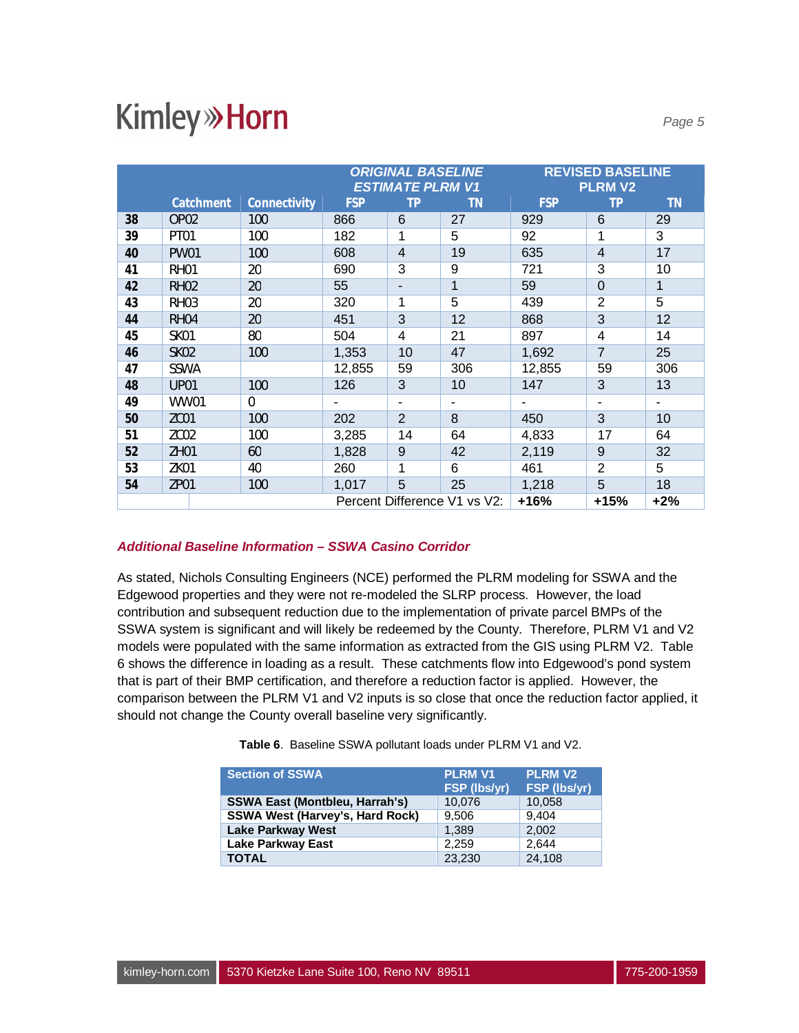| | Catchment | Connectivity | ORIGINAL BASELINE ESTIMATE PLRM V1 FSP | TP | TN | REVISED BASELINE PLRM V2 FSP | TP | TN |
|---|---|---|---|---|---|---|---|---|
| 38 | OP02 | 100 | 866 | 6 | 27 | 929 | 6 | 29 |
| 39 | PT01 | 100 | 182 | 1 | 5 | 92 | 1 | 3 |
| 40 | PW01 | 100 | 608 | 4 | 19 | 635 | 4 | 17 |
| 41 | RH01 | 20 | 690 | 3 | 9 | 721 | 3 | 10 |
| 42 | RH02 | 20 | 55 | - | 1 | 59 | 0 | 1 |
| 43 | RH03 | 20 | 320 | 1 | 5 | 439 | 2 | 5 |
| 44 | RH04 | 20 | 451 | 3 | 12 | 868 | 3 | 12 |
| 45 | SK01 | 80 | 504 | 4 | 21 | 897 | 4 | 14 |
| 46 | SK02 | 100 | 1,353 | 10 | 47 | 1,692 | 7 | 25 |
| 47 | SSWA | | 12,855 | 59 | 306 | 12,855 | 59 | 306 |
| 48 | UP01 | 100 | 126 | 3 | 10 | 147 | 3 | 13 |
| 49 | WW01 | 0 | - | - | - | - | - | - |
| 50 | ZC01 | 100 | 202 | 2 | 8 | 450 | 3 | 10 |
| 51 | ZC02 | 100 | 3,285 | 14 | 64 | 4,833 | 17 | 64 |
| 52 | ZH01 | 60 | 1,828 | 9 | 42 | 2,119 | 9 | 32 |
| 53 | ZK01 | 40 | 260 | 1 | 6 | 461 | 2 | 5 |
| 54 | ZP01 | 100 | 1,017 | 5 | 25 | 1,218 | 5 | 18 |
| | | | | | Percent Difference V1 vs V2: | **+16%** | **+15%** | **+2%** |

### *Additional Baseline Information – SSWA Casino Corridor*

As stated, Nichols Consulting Engineers (NCE) performed the PLRM modeling for SSWA and the Edgewood properties and they were not re-modeled the SLRP process. However, the load contribution and subsequent reduction due to the implementation of private parcel BMPs of the SSWA system is significant and will likely be redeemed by the County. Therefore, PLRM V1 and V2 models were populated with the same information as extracted from the GIS using PLRM V2. Table 6 shows the difference in loading as a result. These catchments flow into Edgewood's pond system that is part of their BMP certification, and therefore a reduction factor is applied. However, the comparison between the PLRM V1 and V2 inputs is so close that once the reduction factor applied, it should not change the County overall baseline very significantly.

**Table 6**. Baseline SSWA pollutant loads under PLRM V1 and V2.

| Section of SSWA | PLRM V1 FSP (lbs/yr) | PLRM V2 FSP (lbs/yr) |
|---|---|---|
| **SSWA East (Montbleu, Harrah's)** | 10,076 | 10,058 |
| **SSWA West (Harvey's, Hard Rock)** | 9,506 | 9,404 |
| **Lake Parkway West** | 1,389 | 2,002 |
| **Lake Parkway East** | 2,259 | 2,644 |
| **TOTAL** | 23,230 | 24,108 |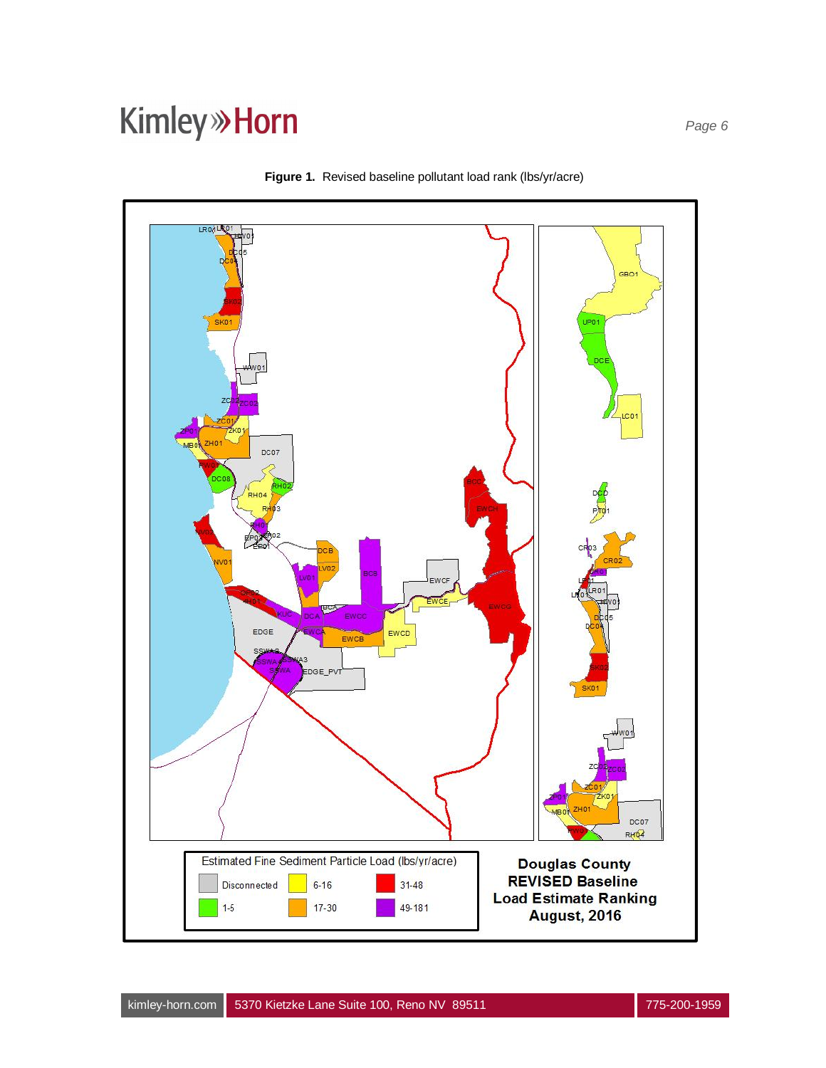**Figure 1.** Revised baseline pollutant load rank (lbs/yr/acre)

Estimated Fine Sediment Particle Load (lbs/yr/acre)

Disconnected

1-5

6-16

17-30

31-48

49-181

**Douglas County**
**REVISED Baseline**
**Load Estimate Ranking**
**August, 2016**